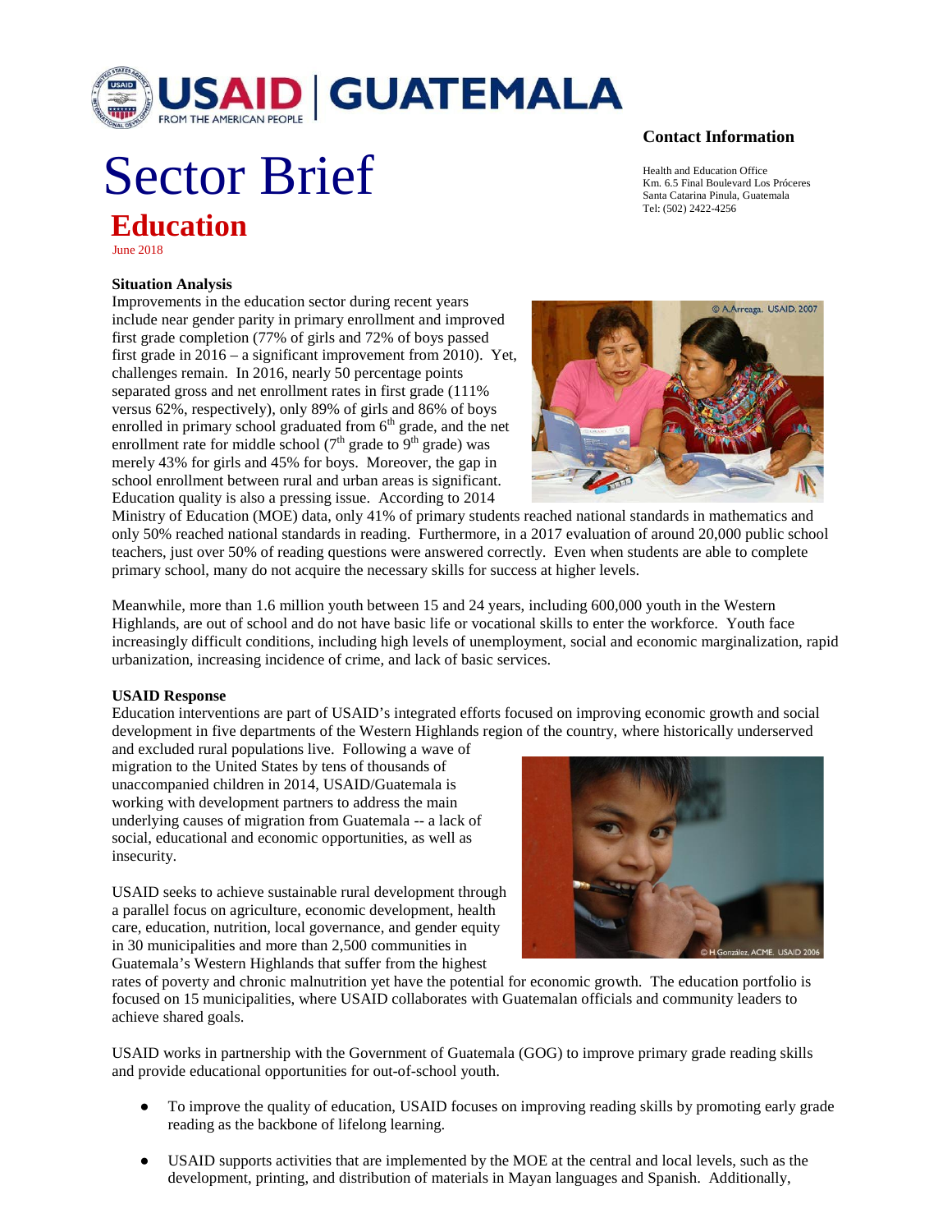USAID | GUATEMALA

FROM THE AMERICAN PEOPLE

# Sector Brief

## Education

June 2018

### Contact Information

Health and Education Office
Km. 6.5 Final Boulevard Los Próceres
Santa Catarina Pinula, Guatemala
Tel: (502) 2422-4256

**Situation Analysis**

Improvements in the education sector during recent years include near gender parity in primary enrollment and improved first grade completion (77% of girls and 72% of boys passed first grade in 2016 – a significant improvement from 2010). Yet, challenges remain. In 2016, nearly 50 percentage points separated gross and net enrollment rates in first grade (111% versus 62%, respectively), only 89% of girls and 86% of boys enrolled in primary school graduated from 6th grade, and the net enrollment rate for middle school (7th grade to 9th grade) was merely 43% for girls and 45% for boys. Moreover, the gap in school enrollment between rural and urban areas is significant. Education quality is also a pressing issue. According to 2014 Ministry of Education (MOE) data, only 41% of primary students reached national standards in mathematics and only 50% reached national standards in reading. Furthermore, in a 2017 evaluation of around 20,000 public school teachers, just over 50% of reading questions were answered correctly. Even when students are able to complete primary school, many do not acquire the necessary skills for success at higher levels.

Meanwhile, more than 1.6 million youth between 15 and 24 years, including 600,000 youth in the Western Highlands, are out of school and do not have basic life or vocational skills to enter the workforce. Youth face increasingly difficult conditions, including high levels of unemployment, social and economic marginalization, rapid urbanization, increasing incidence of crime, and lack of basic services.

**USAID Response**

Education interventions are part of USAID's integrated efforts focused on improving economic growth and social development in five departments of the Western Highlands region of the country, where historically underserved and excluded rural populations live. Following a wave of migration to the United States by tens of thousands of unaccompanied children in 2014, USAID/Guatemala is working with development partners to address the main underlying causes of migration from Guatemala -- a lack of social, educational and economic opportunities, as well as insecurity.

USAID seeks to achieve sustainable rural development through a parallel focus on agriculture, economic development, health care, education, nutrition, local governance, and gender equity in 30 municipalities and more than 2,500 communities in Guatemala's Western Highlands that suffer from the highest rates of poverty and chronic malnutrition yet have the potential for economic growth. The education portfolio is focused on 15 municipalities, where USAID collaborates with Guatemalan officials and community leaders to achieve shared goals.

USAID works in partnership with the Government of Guatemala (GOG) to improve primary grade reading skills and provide educational opportunities for out-of-school youth.

- To improve the quality of education, USAID focuses on improving reading skills by promoting early grade reading as the backbone of lifelong learning.
- USAID supports activities that are implemented by the MOE at the central and local levels, such as the development, printing, and distribution of materials in Mayan languages and Spanish. Additionally,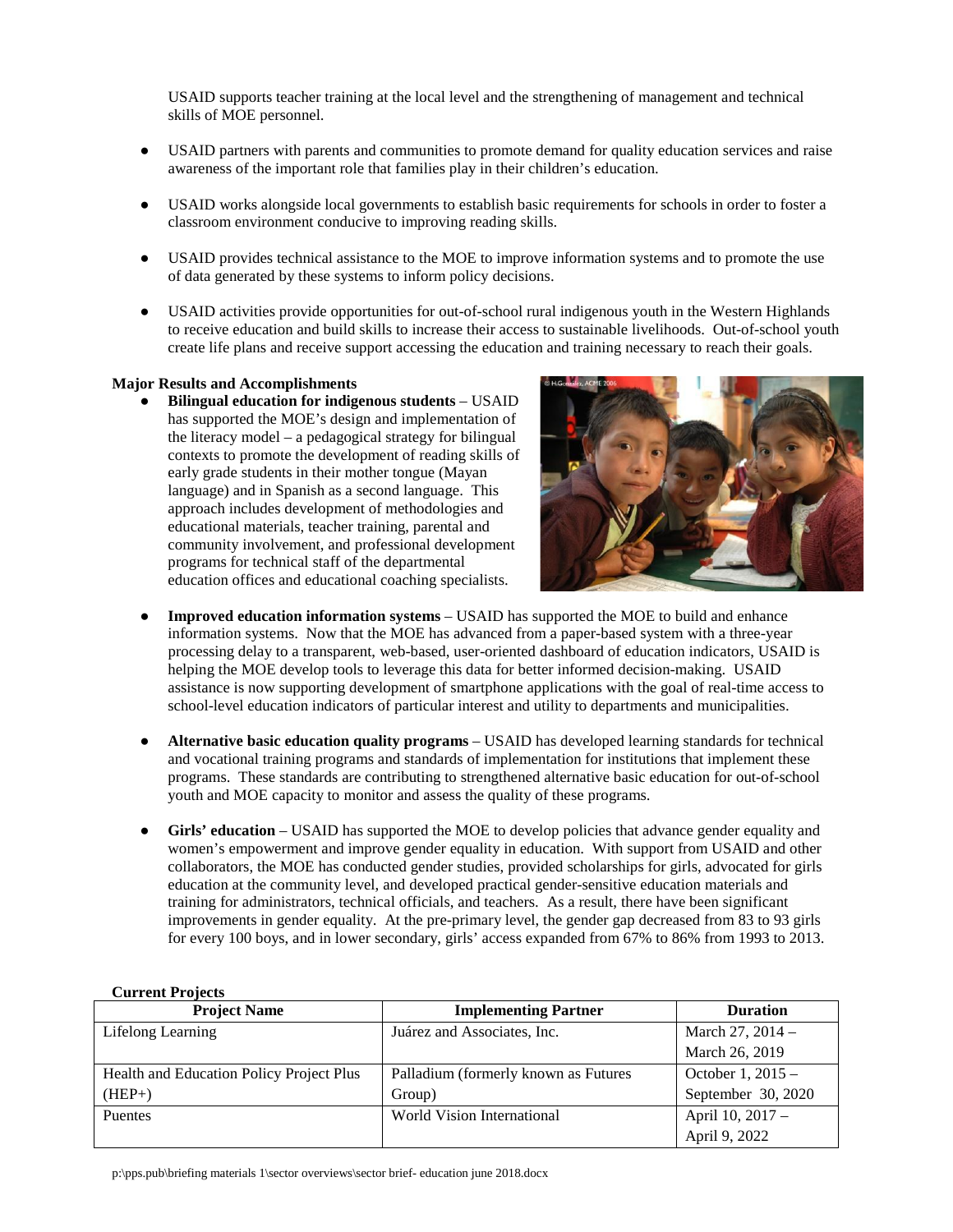USAID supports teacher training at the local level and the strengthening of management and technical skills of MOE personnel.

- USAID partners with parents and communities to promote demand for quality education services and raise awareness of the important role that families play in their children's education.

- USAID works alongside local governments to establish basic requirements for schools in order to foster a classroom environment conducive to improving reading skills.

- USAID provides technical assistance to the MOE to improve information systems and to promote the use of data generated by these systems to inform policy decisions.

- USAID activities provide opportunities for out-of-school rural indigenous youth in the Western Highlands to receive education and build skills to increase their access to sustainable livelihoods. Out-of-school youth create life plans and receive support accessing the education and training necessary to reach their goals.

**Major Results and Accomplishments**

- **Bilingual education for indigenous students** – USAID has supported the MOE's design and implementation of the literacy model – a pedagogical strategy for bilingual contexts to promote the development of reading skills of early grade students in their mother tongue (Mayan language) and in Spanish as a second language. This approach includes development of methodologies and educational materials, teacher training, parental and community involvement, and professional development programs for technical staff of the departmental education offices and educational coaching specialists.

- **Improved education information systems** – USAID has supported the MOE to build and enhance information systems. Now that the MOE has advanced from a paper-based system with a three-year processing delay to a transparent, web-based, user-oriented dashboard of education indicators, USAID is helping the MOE develop tools to leverage this data for better informed decision-making. USAID assistance is now supporting development of smartphone applications with the goal of real-time access to school-level education indicators of particular interest and utility to departments and municipalities.

- **Alternative basic education quality programs** – USAID has developed learning standards for technical and vocational training programs and standards of implementation for institutions that implement these programs. These standards are contributing to strengthened alternative basic education for out-of-school youth and MOE capacity to monitor and assess the quality of these programs.

- **Girls' education** – USAID has supported the MOE to develop policies that advance gender equality and women's empowerment and improve gender equality in education. With support from USAID and other collaborators, the MOE has conducted gender studies, provided scholarships for girls, advocated for girls education at the community level, and developed practical gender-sensitive education materials and training for administrators, technical officials, and teachers. As a result, there have been significant improvements in gender equality. At the pre-primary level, the gender gap decreased from 83 to 93 girls for every 100 boys, and in lower secondary, girls' access expanded from 67% to 86% from 1993 to 2013.

**Current Projects**

| Project Name | Implementing Partner | Duration |
|---|---|---|
| Lifelong Learning | Juárez and Associates, Inc. | March 27, 2014 – March 26, 2019 |
| Health and Education Policy Project Plus (HEP+) | Palladium (formerly known as Futures Group) | October 1, 2015 – September 30, 2020 |
| Puentes | World Vision International | April 10, 2017 – April 9, 2022 |

p:\pps.pub\briefing materials 1\sector overviews\sector brief- education june 2018.docx